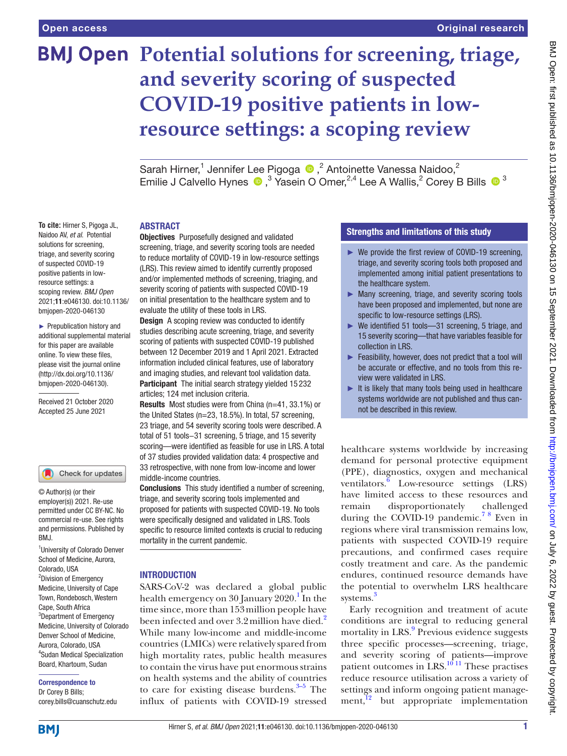# Potential solutions for screening, triage, and severity scoring of suspected COVID-19 positive patients in low-resource settings: a scoping review

Sarah Hirner,[1] Jennifer Lee Pigoga,[2] Antoinette Vanessa Naidoo,[2] Emilie J Calvello Hynes,[3] Yasein O Omer,[2,4] Lee A Wallis,[2] Corey B Bills[3]

**To cite:** Hirner S, Pigoga JL, Naidoo AV, *et al*. Potential solutions for screening, triage, and severity scoring of suspected COVID-19 positive patients in low-resource settings: a scoping review. *BMJ Open* 2021;**11**:e046130. doi:10.1136/bmjopen-2020-046130

► Prepublication history and additional supplemental material for this paper are available online. To view these files, please visit the journal online (http://dx.doi.org/10.1136/bmjopen-2020-046130).

Received 21 October 2020
Accepted 25 June 2021

© Author(s) (or their employer(s)) 2021. Re-use permitted under CC BY-NC. No commercial re-use. See rights and permissions. Published by BMJ.

[1]University of Colorado Denver School of Medicine, Aurora, Colorado, USA
[2]Division of Emergency Medicine, University of Cape Town, Rondebosch, Western Cape, South Africa
[3]Department of Emergency Medicine, University of Colorado Denver School of Medicine, Aurora, Colorado, USA
[4]Sudan Medical Specialization Board, Khartoum, Sudan

**Correspondence to**
Dr Corey B Bills;
corey.bills@cuanschutz.edu

## ABSTRACT

**Objectives** Purposefully designed and validated screening, triage, and severity scoring tools are needed to reduce mortality of COVID-19 in low-resource settings (LRS). This review aimed to identify currently proposed and/or implemented methods of screening, triaging, and severity scoring of patients with suspected COVID-19 on initial presentation to the healthcare system and to evaluate the utility of these tools in LRS.

**Design** A scoping review was conducted to identify studies describing acute screening, triage, and severity scoring of patients with suspected COVID-19 published between 12 December 2019 and 1 April 2021. Extracted information included clinical features, use of laboratory and imaging studies, and relevant tool validation data.

**Participant** The initial search strategy yielded 15 232 articles; 124 met inclusion criteria.

**Results** Most studies were from China (n=41, 33.1%) or the United States (n=23, 18.5%). In total, 57 screening, 23 triage, and 54 severity scoring tools were described. A total of 51 tools–31 screening, 5 triage, and 15 severity scoring—were identified as feasible for use in LRS. A total of 37 studies provided validation data: 4 prospective and 33 retrospective, with none from low-income and lower middle-income countries.

**Conclusions** This study identified a number of screening, triage, and severity scoring tools implemented and proposed for patients with suspected COVID-19. No tools were specifically designed and validated in LRS. Tools specific to resource limited contexts is crucial to reducing mortality in the current pandemic.

### Strengths and limitations of this study

- ► We provide the first review of COVID-19 screening, triage, and severity scoring tools both proposed and implemented among initial patient presentations to the healthcare system.
- ► Many screening, triage, and severity scoring tools have been proposed and implemented, but none are specific to low-resource settings (LRS).
- ► We identified 51 tools—31 screening, 5 triage, and 15 severity scoring—that have variables feasible for collection in LRS.
- ► Feasibility, however, does not predict that a tool will be accurate or effective, and no tools from this review were validated in LRS.
- ► It is likely that many tools being used in healthcare systems worldwide are not published and thus cannot be described in this review.

## INTRODUCTION

SARS-CoV-2 was declared a global public health emergency on 30 January 2020.[1] In the time since, more than 153 million people have been infected and over 3.2 million have died.[2] While many low-income and middle-income countries (LMICs) were relatively spared from high mortality rates, public health measures to contain the virus have put enormous strains on health systems and the ability of countries to care for existing disease burdens.[3–5] The influx of patients with COVID-19 stressed healthcare systems worldwide by increasing demand for personal protective equipment (PPE), diagnostics, oxygen and mechanical ventilators.[6] Low-resource settings (LRS) have limited access to these resources and remain disproportionately challenged during the COVID-19 pandemic.[7 8] Even in regions where viral transmission remains low, patients with suspected COVID-19 require precautions, and confirmed cases require costly treatment and care. As the pandemic endures, continued resource demands have the potential to overwhelm LRS healthcare systems.[3]

Early recognition and treatment of acute conditions are integral to reducing general mortality in LRS.[9] Previous evidence suggests three specific processes—screening, triage, and severity scoring of patients—improve patient outcomes in LRS.[10 11] These practises reduce resource utilisation across a variety of settings and inform ongoing patient management,[12] but appropriate implementation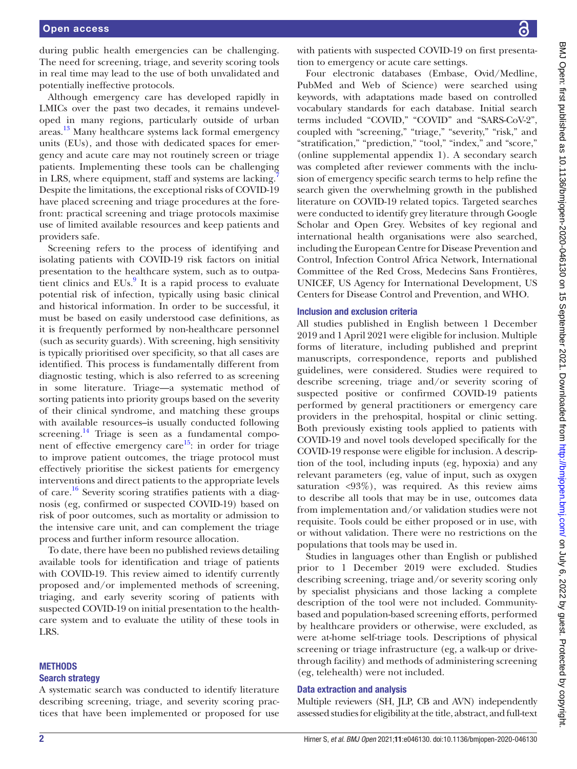during public health emergencies can be challenging. The need for screening, triage, and severity scoring tools in real time may lead to the use of both unvalidated and potentially ineffective protocols.

Although emergency care has developed rapidly in LMICs over the past two decades, it remains undeveloped in many regions, particularly outside of urban areas.[13] Many healthcare systems lack formal emergency units (EUs), and those with dedicated spaces for emergency and acute care may not routinely screen or triage patients. Implementing these tools can be challenging in LRS, where equipment, staff and systems are lacking.[7] Despite the limitations, the exceptional risks of COVID-19 have placed screening and triage procedures at the forefront: practical screening and triage protocols maximise use of limited available resources and keep patients and providers safe.

Screening refers to the process of identifying and isolating patients with COVID-19 risk factors on initial presentation to the healthcare system, such as to outpatient clinics and EUs.[9] It is a rapid process to evaluate potential risk of infection, typically using basic clinical and historical information. In order to be successful, it must be based on easily understood case definitions, as it is frequently performed by non-healthcare personnel (such as security guards). With screening, high sensitivity is typically prioritised over specificity, so that all cases are identified. This process is fundamentally different from diagnostic testing, which is also referred to as screening in some literature. Triage—a systematic method of sorting patients into priority groups based on the severity of their clinical syndrome, and matching these groups with available resources–is usually conducted following screening.[14] Triage is seen as a fundamental component of effective emergency care[15]: in order for triage to improve patient outcomes, the triage protocol must effectively prioritise the sickest patients for emergency interventions and direct patients to the appropriate levels of care.[16] Severity scoring stratifies patients with a diagnosis (eg, confirmed or suspected COVID-19) based on risk of poor outcomes, such as mortality or admission to the intensive care unit, and can complement the triage process and further inform resource allocation.

To date, there have been no published reviews detailing available tools for identification and triage of patients with COVID-19. This review aimed to identify currently proposed and/or implemented methods of screening, triaging, and early severity scoring of patients with suspected COVID-19 on initial presentation to the healthcare system and to evaluate the utility of these tools in LRS.

## METHODS

### Search strategy

A systematic search was conducted to identify literature describing screening, triage, and severity scoring practices that have been implemented or proposed for use with patients with suspected COVID-19 on first presentation to emergency or acute care settings.

Four electronic databases (Embase, Ovid/Medline, PubMed and Web of Science) were searched using keywords, with adaptations made based on controlled vocabulary standards for each database. Initial search terms included "COVID," "COVID" and "SARS-CoV-2", coupled with "screening," "triage," "severity," "risk," and "stratification," "prediction," "tool," "index," and "score," (online supplemental appendix 1). A secondary search was completed after reviewer comments with the inclusion of emergency specific search terms to help refine the search given the overwhelming growth in the published literature on COVID-19 related topics. Targeted searches were conducted to identify grey literature through Google Scholar and Open Grey. Websites of key regional and international health organisations were also searched, including the European Centre for Disease Prevention and Control, Infection Control Africa Network, International Committee of the Red Cross, Medecins Sans Frontières, UNICEF, US Agency for International Development, US Centers for Disease Control and Prevention, and WHO.

### Inclusion and exclusion criteria

All studies published in English between 1 December 2019 and 1 April 2021 were eligible for inclusion. Multiple forms of literature, including published and preprint manuscripts, correspondence, reports and published guidelines, were considered. Studies were required to describe screening, triage and/or severity scoring of suspected positive or confirmed COVID-19 patients performed by general practitioners or emergency care providers in the prehospital, hospital or clinic setting. Both previously existing tools applied to patients with COVID-19 and novel tools developed specifically for the COVID-19 response were eligible for inclusion. A description of the tool, including inputs (eg, hypoxia) and any relevant parameters (eg, value of input, such as oxygen saturation <93%), was required. As this review aims to describe all tools that may be in use, outcomes data from implementation and/or validation studies were not requisite. Tools could be either proposed or in use, with or without validation. There were no restrictions on the populations that tools may be used in.

Studies in languages other than English or published prior to 1 December 2019 were excluded. Studies describing screening, triage and/or severity scoring only by specialist physicians and those lacking a complete description of the tool were not included. Community-based and population-based screening efforts, performed by healthcare providers or otherwise, were excluded, as were at-home self-triage tools. Descriptions of physical screening or triage infrastructure (eg, a walk-up or drive-through facility) and methods of administering screening (eg, telehealth) were not included.

### Data extraction and analysis

Multiple reviewers (SH, JLP, CB and AVN) independently assessed studies for eligibility at the title, abstract, and full-text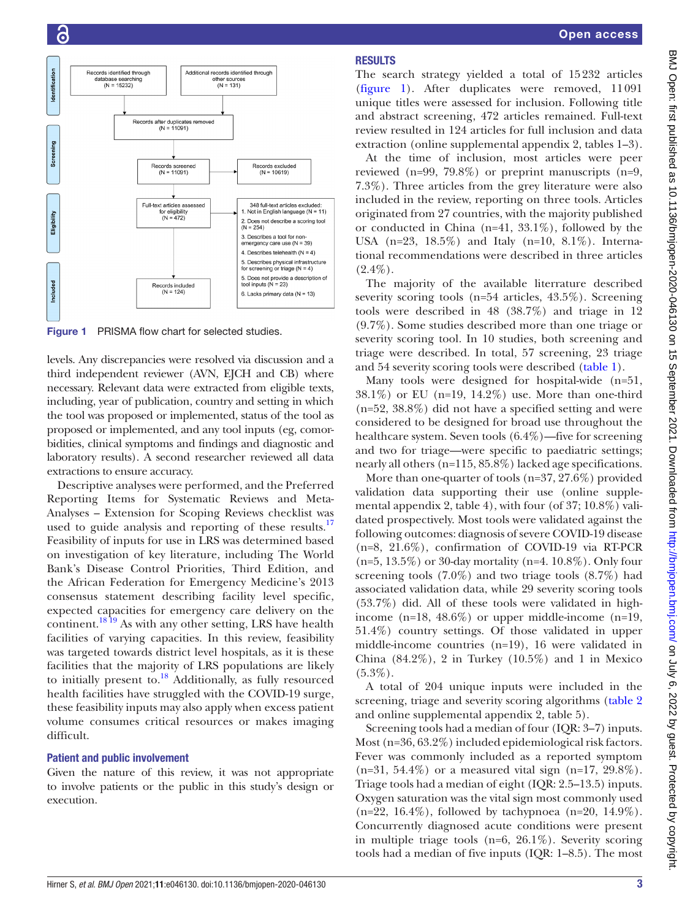Figure 1 PRISMA flow chart for selected studies.

levels. Any discrepancies were resolved via discussion and a third independent reviewer (AVN, EJCH and CB) where necessary. Relevant data were extracted from eligible texts, including, year of publication, country and setting in which the tool was proposed or implemented, status of the tool as proposed or implemented, and any tool inputs (eg, comorbidities, clinical symptoms and findings and diagnostic and laboratory results). A second researcher reviewed all data extractions to ensure accuracy.

Descriptive analyses were performed, and the Preferred Reporting Items for Systematic Reviews and Meta-Analyses – Extension for Scoping Reviews checklist was used to guide analysis and reporting of these results.[17] Feasibility of inputs for use in LRS was determined based on investigation of key literature, including The World Bank's Disease Control Priorities, Third Edition, and the African Federation for Emergency Medicine's 2013 consensus statement describing facility level specific, expected capacities for emergency care delivery on the continent.[18,19] As with any other setting, LRS have health facilities of varying capacities. In this review, feasibility was targeted towards district level hospitals, as it is these facilities that the majority of LRS populations are likely to initially present to.[18] Additionally, as fully resourced health facilities have struggled with the COVID-19 surge, these feasibility inputs may also apply when excess patient volume consumes critical resources or makes imaging difficult.

### Patient and public involvement

Given the nature of this review, it was not appropriate to involve patients or the public in this study's design or execution.

## RESULTS

The search strategy yielded a total of 15 232 articles (figure 1). After duplicates were removed, 11 091 unique titles were assessed for inclusion. Following title and abstract screening, 472 articles remained. Full-text review resulted in 124 articles for full inclusion and data extraction (online supplemental appendix 2, tables 1–3).

At the time of inclusion, most articles were peer reviewed (n=99, 79.8%) or preprint manuscripts (n=9, 7.3%). Three articles from the grey literature were also included in the review, reporting on three tools. Articles originated from 27 countries, with the majority published or conducted in China (n=41, 33.1%), followed by the USA (n=23, 18.5%) and Italy (n=10, 8.1%). International recommendations were described in three articles (2.4%).

The majority of the available litterature described severity scoring tools (n=54 articles, 43.5%). Screening tools were described in 48 (38.7%) and triage in 12 (9.7%). Some studies described more than one triage or severity scoring tool. In 10 studies, both screening and triage were described. In total, 57 screening, 23 triage and 54 severity scoring tools were described (table 1).

Many tools were designed for hospital-wide (n=51, 38.1%) or EU (n=19, 14.2%) use. More than one-third (n=52, 38.8%) did not have a specified setting and were considered to be designed for broad use throughout the healthcare system. Seven tools (6.4%)—five for screening and two for triage—were specific to paediatric settings; nearly all others (n=115, 85.8%) lacked age specifications.

More than one-quarter of tools (n=37, 27.6%) provided validation data supporting their use (online supplemental appendix 2, table 4), with four (of 37; 10.8%) validated prospectively. Most tools were validated against the following outcomes: diagnosis of severe COVID-19 disease (n=8, 21.6%), confirmation of COVID-19 via RT-PCR (n=5, 13.5%) or 30-day mortality (n=4. 10.8%). Only four screening tools (7.0%) and two triage tools (8.7%) had associated validation data, while 29 severity scoring tools (53.7%) did. All of these tools were validated in high-income (n=18, 48.6%) or upper middle-income (n=19, 51.4%) country settings. Of those validated in upper middle-income countries (n=19), 16 were validated in China (84.2%), 2 in Turkey (10.5%) and 1 in Mexico (5.3%).

A total of 204 unique inputs were included in the screening, triage and severity scoring algorithms (table 2 and online supplemental appendix 2, table 5).

Screening tools had a median of four (IQR: 3–7) inputs. Most (n=36, 63.2%) included epidemiological risk factors. Fever was commonly included as a reported symptom (n=31, 54.4%) or a measured vital sign (n=17, 29.8%). Triage tools had a median of eight (IQR: 2.5–13.5) inputs. Oxygen saturation was the vital sign most commonly used (n=22, 16.4%), followed by tachypnoea (n=20, 14.9%). Concurrently diagnosed acute conditions were present in multiple triage tools (n=6, 26.1%). Severity scoring tools had a median of five inputs (IQR: 1–8.5). The most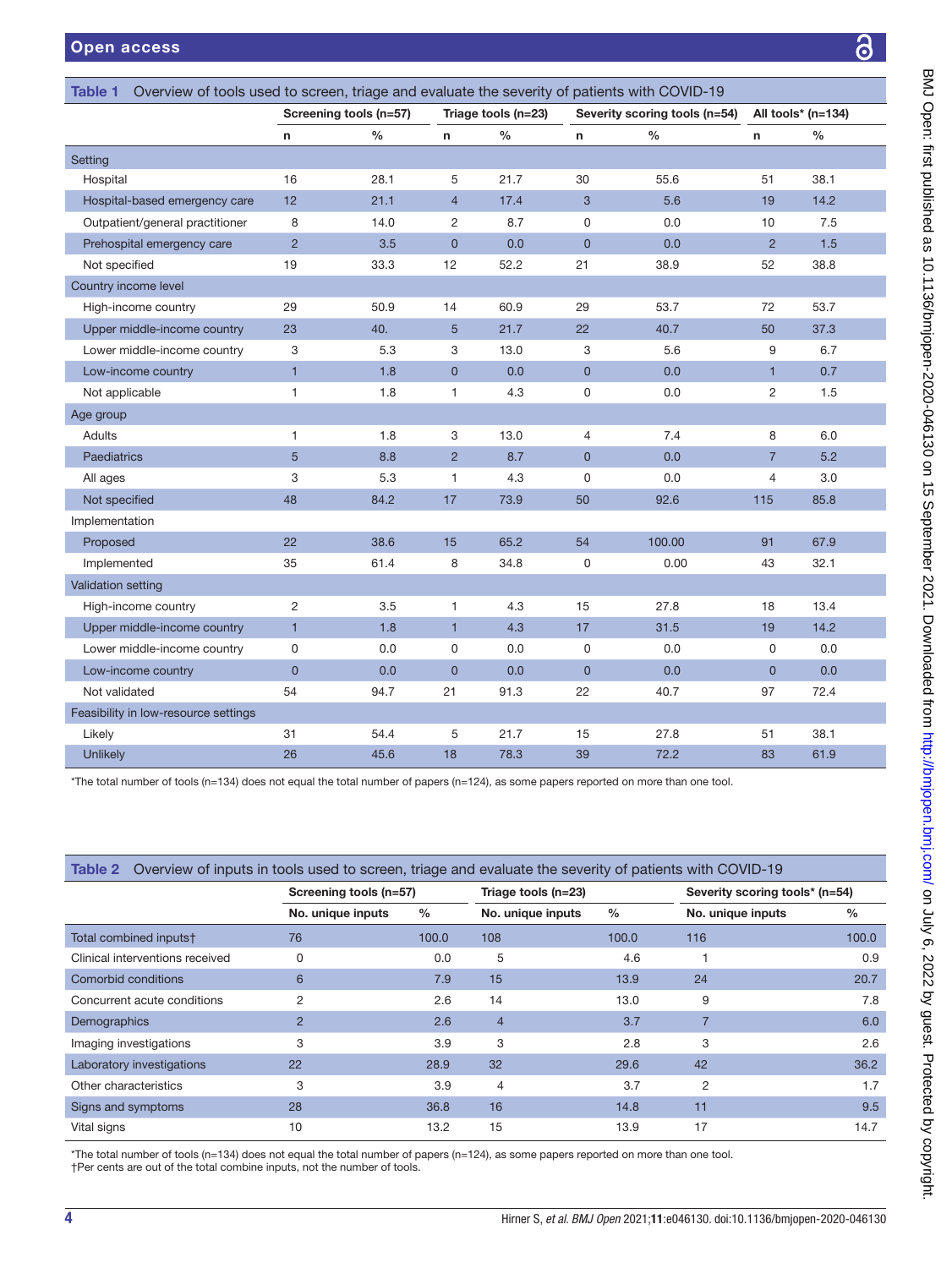**Table 1** Overview of tools used to screen, triage and evaluate the severity of patients with COVID-19

| | Screening tools (n=57) | | Triage tools (n=23) | | Severity scoring tools (n=54) | | All tools* (n=134) | |
|---|---|---|---|---|---|---|---|---|
| | n | % | n | % | n | % | n | % |
| **Setting** | | | | | | | | |
| Hospital | 16 | 28.1 | 5 | 21.7 | 30 | 55.6 | 51 | 38.1 |
| Hospital-based emergency care | 12 | 21.1 | 4 | 17.4 | 3 | 5.6 | 19 | 14.2 |
| Outpatient/general practitioner | 8 | 14.0 | 2 | 8.7 | 0 | 0.0 | 10 | 7.5 |
| Prehospital emergency care | 2 | 3.5 | 0 | 0.0 | 0 | 0.0 | 2 | 1.5 |
| Not specified | 19 | 33.3 | 12 | 52.2 | 21 | 38.9 | 52 | 38.8 |
| **Country income level** | | | | | | | | |
| High-income country | 29 | 50.9 | 14 | 60.9 | 29 | 53.7 | 72 | 53.7 |
| Upper middle-income country | 23 | 40. | 5 | 21.7 | 22 | 40.7 | 50 | 37.3 |
| Lower middle-income country | 3 | 5.3 | 3 | 13.0 | 3 | 5.6 | 9 | 6.7 |
| Low-income country | 1 | 1.8 | 0 | 0.0 | 0 | 0.0 | 1 | 0.7 |
| Not applicable | 1 | 1.8 | 1 | 4.3 | 0 | 0.0 | 2 | 1.5 |
| **Age group** | | | | | | | | |
| Adults | 1 | 1.8 | 3 | 13.0 | 4 | 7.4 | 8 | 6.0 |
| Paediatrics | 5 | 8.8 | 2 | 8.7 | 0 | 0.0 | 7 | 5.2 |
| All ages | 3 | 5.3 | 1 | 4.3 | 0 | 0.0 | 4 | 3.0 |
| Not specified | 48 | 84.2 | 17 | 73.9 | 50 | 92.6 | 115 | 85.8 |
| **Implementation** | | | | | | | | |
| Proposed | 22 | 38.6 | 15 | 65.2 | 54 | 100.00 | 91 | 67.9 |
| Implemented | 35 | 61.4 | 8 | 34.8 | 0 | 0.00 | 43 | 32.1 |
| **Validation setting** | | | | | | | | |
| High-income country | 2 | 3.5 | 1 | 4.3 | 15 | 27.8 | 18 | 13.4 |
| Upper middle-income country | 1 | 1.8 | 1 | 4.3 | 17 | 31.5 | 19 | 14.2 |
| Lower middle-income country | 0 | 0.0 | 0 | 0.0 | 0 | 0.0 | 0 | 0.0 |
| Low-income country | 0 | 0.0 | 0 | 0.0 | 0 | 0.0 | 0 | 0.0 |
| Not validated | 54 | 94.7 | 21 | 91.3 | 22 | 40.7 | 97 | 72.4 |
| **Feasibility in low-resource settings** | | | | | | | | |
| Likely | 31 | 54.4 | 5 | 21.7 | 15 | 27.8 | 51 | 38.1 |
| Unlikely | 26 | 45.6 | 18 | 78.3 | 39 | 72.2 | 83 | 61.9 |

*The total number of tools (n=134) does not equal the total number of papers (n=124), as some papers reported on more than one tool.

**Table 2** Overview of inputs in tools used to screen, triage and evaluate the severity of patients with COVID-19

| | Screening tools (n=57) | | Triage tools (n=23) | | Severity scoring tools* (n=54) | |
|---|---|---|---|---|---|---|
| | No. unique inputs | % | No. unique inputs | % | No. unique inputs | % |
| Total combined inputs† | 76 | 100.0 | 108 | 100.0 | 116 | 100.0 |
| Clinical interventions received | 0 | 0.0 | 5 | 4.6 | 1 | 0.9 |
| Comorbid conditions | 6 | 7.9 | 15 | 13.9 | 24 | 20.7 |
| Concurrent acute conditions | 2 | 2.6 | 14 | 13.0 | 9 | 7.8 |
| Demographics | 2 | 2.6 | 4 | 3.7 | 7 | 6.0 |
| Imaging investigations | 3 | 3.9 | 3 | 2.8 | 3 | 2.6 |
| Laboratory investigations | 22 | 28.9 | 32 | 29.6 | 42 | 36.2 |
| Other characteristics | 3 | 3.9 | 4 | 3.7 | 2 | 1.7 |
| Signs and symptoms | 28 | 36.8 | 16 | 14.8 | 11 | 9.5 |
| Vital signs | 10 | 13.2 | 15 | 13.9 | 17 | 14.7 |

*The total number of tools (n=134) does not equal the total number of papers (n=124), as some papers reported on more than one tool.
†Per cents are out of the total combine inputs, not the number of tools.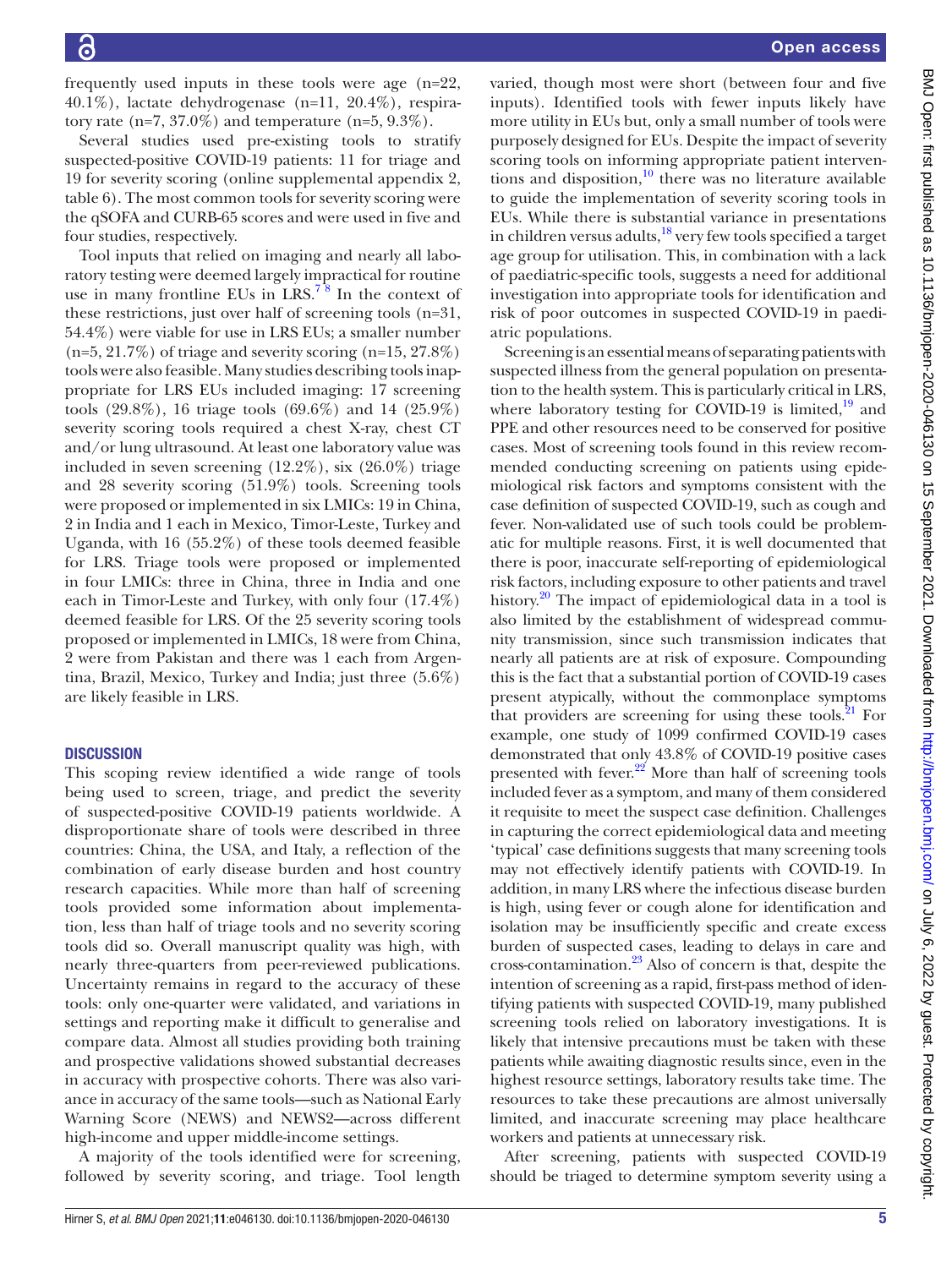frequently used inputs in these tools were age (n=22, 40.1%), lactate dehydrogenase (n=11, 20.4%), respiratory rate (n=7, 37.0%) and temperature (n=5, 9.3%).

Several studies used pre-existing tools to stratify suspected-positive COVID-19 patients: 11 for triage and 19 for severity scoring (online supplemental appendix 2, table 6). The most common tools for severity scoring were the qSOFA and CURB-65 scores and were used in five and four studies, respectively.

Tool inputs that relied on imaging and nearly all laboratory testing were deemed largely impractical for routine use in many frontline EUs in LRS.[7 8] In the context of these restrictions, just over half of screening tools (n=31, 54.4%) were viable for use in LRS EUs; a smaller number (n=5, 21.7%) of triage and severity scoring (n=15, 27.8%) tools were also feasible. Many studies describing tools inappropriate for LRS EUs included imaging: 17 screening tools (29.8%), 16 triage tools (69.6%) and 14 (25.9%) severity scoring tools required a chest X-ray, chest CT and/or lung ultrasound. At least one laboratory value was included in seven screening (12.2%), six (26.0%) triage and 28 severity scoring (51.9%) tools. Screening tools were proposed or implemented in six LMICs: 19 in China, 2 in India and 1 each in Mexico, Timor-Leste, Turkey and Uganda, with 16 (55.2%) of these tools deemed feasible for LRS. Triage tools were proposed or implemented in four LMICs: three in China, three in India and one each in Timor-Leste and Turkey, with only four (17.4%) deemed feasible for LRS. Of the 25 severity scoring tools proposed or implemented in LMICs, 18 were from China, 2 were from Pakistan and there was 1 each from Argentina, Brazil, Mexico, Turkey and India; just three (5.6%) are likely feasible in LRS.

## DISCUSSION

This scoping review identified a wide range of tools being used to screen, triage, and predict the severity of suspected-positive COVID-19 patients worldwide. A disproportionate share of tools were described in three countries: China, the USA, and Italy, a reflection of the combination of early disease burden and host country research capacities. While more than half of screening tools provided some information about implementation, less than half of triage tools and no severity scoring tools did so. Overall manuscript quality was high, with nearly three-quarters from peer-reviewed publications. Uncertainty remains in regard to the accuracy of these tools: only one-quarter were validated, and variations in settings and reporting make it difficult to generalise and compare data. Almost all studies providing both training and prospective validations showed substantial decreases in accuracy with prospective cohorts. There was also variance in accuracy of the same tools—such as National Early Warning Score (NEWS) and NEWS2—across different high-income and upper middle-income settings.

A majority of the tools identified were for screening, followed by severity scoring, and triage. Tool length varied, though most were short (between four and five inputs). Identified tools with fewer inputs likely have more utility in EUs but, only a small number of tools were purposely designed for EUs. Despite the impact of severity scoring tools on informing appropriate patient interventions and disposition,[10] there was no literature available to guide the implementation of severity scoring tools in EUs. While there is substantial variance in presentations in children versus adults,[18] very few tools specified a target age group for utilisation. This, in combination with a lack of paediatric-specific tools, suggests a need for additional investigation into appropriate tools for identification and risk of poor outcomes in suspected COVID-19 in paediatric populations.

Screening is an essential means of separating patients with suspected illness from the general population on presentation to the health system. This is particularly critical in LRS, where laboratory testing for COVID-19 is limited,[19] and PPE and other resources need to be conserved for positive cases. Most of screening tools found in this review recommended conducting screening on patients using epidemiological risk factors and symptoms consistent with the case definition of suspected COVID-19, such as cough and fever. Non-validated use of such tools could be problematic for multiple reasons. First, it is well documented that there is poor, inaccurate self-reporting of epidemiological risk factors, including exposure to other patients and travel history.[20] The impact of epidemiological data in a tool is also limited by the establishment of widespread community transmission, since such transmission indicates that nearly all patients are at risk of exposure. Compounding this is the fact that a substantial portion of COVID-19 cases present atypically, without the commonplace symptoms that providers are screening for using these tools.[21] For example, one study of 1099 confirmed COVID-19 cases demonstrated that only 43.8% of COVID-19 positive cases presented with fever.[22] More than half of screening tools included fever as a symptom, and many of them considered it requisite to meet the suspect case definition. Challenges in capturing the correct epidemiological data and meeting 'typical' case definitions suggests that many screening tools may not effectively identify patients with COVID-19. In addition, in many LRS where the infectious disease burden is high, using fever or cough alone for identification and isolation may be insufficiently specific and create excess burden of suspected cases, leading to delays in care and cross-contamination.[23] Also of concern is that, despite the intention of screening as a rapid, first-pass method of identifying patients with suspected COVID-19, many published screening tools relied on laboratory investigations. It is likely that intensive precautions must be taken with these patients while awaiting diagnostic results since, even in the highest resource settings, laboratory results take time. The resources to take these precautions are almost universally limited, and inaccurate screening may place healthcare workers and patients at unnecessary risk.

After screening, patients with suspected COVID-19 should be triaged to determine symptom severity using a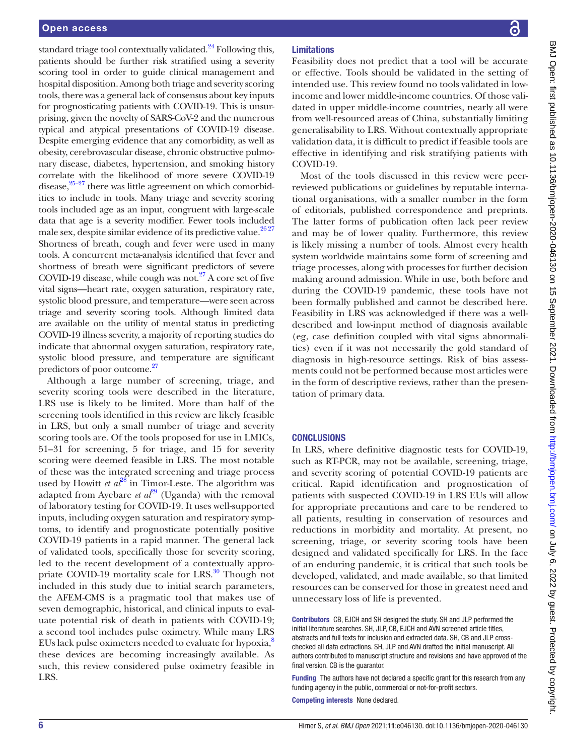standard triage tool contextually validated.[24] Following this, patients should be further risk stratified using a severity scoring tool in order to guide clinical management and hospital disposition. Among both triage and severity scoring tools, there was a general lack of consensus about key inputs for prognosticating patients with COVID-19. This is unsurprising, given the novelty of SARS-CoV-2 and the numerous typical and atypical presentations of COVID-19 disease. Despite emerging evidence that any comorbidity, as well as obesity, cerebrovascular disease, chronic obstructive pulmonary disease, diabetes, hypertension, and smoking history correlate with the likelihood of more severe COVID-19 disease,[25–27] there was little agreement on which comorbidities to include in tools. Many triage and severity scoring tools included age as an input, congruent with large-scale data that age is a severity modifier. Fewer tools included male sex, despite similar evidence of its predictive value.[26 27] Shortness of breath, cough and fever were used in many tools. A concurrent meta-analysis identified that fever and shortness of breath were significant predictors of severe COVID-19 disease, while cough was not.[27] A core set of five vital signs—heart rate, oxygen saturation, respiratory rate, systolic blood pressure, and temperature—were seen across triage and severity scoring tools. Although limited data are available on the utility of mental status in predicting COVID-19 illness severity, a majority of reporting studies do indicate that abnormal oxygen saturation, respiratory rate, systolic blood pressure, and temperature are significant predictors of poor outcome.[27]

Although a large number of screening, triage, and severity scoring tools were described in the literature, LRS use is likely to be limited. More than half of the screening tools identified in this review are likely feasible in LRS, but only a small number of triage and severity scoring tools are. Of the tools proposed for use in LMICs, 51–31 for screening, 5 for triage, and 15 for severity scoring were deemed feasible in LRS. The most notable of these was the integrated screening and triage process used by Howitt *et al*[28] in Timor-Leste. The algorithm was adapted from Ayebare *et al*[29] (Uganda) with the removal of laboratory testing for COVID-19. It uses well-supported inputs, including oxygen saturation and respiratory symptoms, to identify and prognosticate potentially positive COVID-19 patients in a rapid manner. The general lack of validated tools, specifically those for severity scoring, led to the recent development of a contextually appropriate COVID-19 mortality scale for LRS.[30] Though not included in this study due to initial search parameters, the AFEM-CMS is a pragmatic tool that makes use of seven demographic, historical, and clinical inputs to evaluate potential risk of death in patients with COVID-19; a second tool includes pulse oximetry. While many LRS EUs lack pulse oximeters needed to evaluate for hypoxia,[8] these devices are becoming increasingly available. As such, this review considered pulse oximetry feasible in LRS.

### Limitations

Feasibility does not predict that a tool will be accurate or effective. Tools should be validated in the setting of intended use. This review found no tools validated in low-income and lower middle-income countries. Of those validated in upper middle-income countries, nearly all were from well-resourced areas of China, substantially limiting generalisability to LRS. Without contextually appropriate validation data, it is difficult to predict if feasible tools are effective in identifying and risk stratifying patients with COVID-19.

Most of the tools discussed in this review were peer-reviewed publications or guidelines by reputable international organisations, with a smaller number in the form of editorials, published correspondence and preprints. The latter forms of publication often lack peer review and may be of lower quality. Furthermore, this review is likely missing a number of tools. Almost every health system worldwide maintains some form of screening and triage processes, along with processes for further decision making around admission. While in use, both before and during the COVID-19 pandemic, these tools have not been formally published and cannot be described here. Feasibility in LRS was acknowledged if there was a well-described and low-input method of diagnosis available (eg, case definition coupled with vital signs abnormalities) even if it was not necessarily the gold standard of diagnosis in high-resource settings. Risk of bias assessments could not be performed because most articles were in the form of descriptive reviews, rather than the presentation of primary data.

## CONCLUSIONS

In LRS, where definitive diagnostic tests for COVID-19, such as RT-PCR, may not be available, screening, triage, and severity scoring of potential COVID-19 patients are critical. Rapid identification and prognostication of patients with suspected COVID-19 in LRS EUs will allow for appropriate precautions and care to be rendered to all patients, resulting in conservation of resources and reductions in morbidity and mortality. At present, no screening, triage, or severity scoring tools have been designed and validated specifically for LRS. In the face of an enduring pandemic, it is critical that such tools be developed, validated, and made available, so that limited resources can be conserved for those in greatest need and unnecessary loss of life is prevented.

**Contributors** CB, EJCH and SH designed the study. SH and JLP performed the initial literature searches. SH, JLP, CB, EJCH and AVN screened article titles, abstracts and full texts for inclusion and extracted data. SH, CB and JLP cross-checked all data extractions. SH, JLP and AVN drafted the initial manuscript. All authors contributed to manuscript structure and revisions and have approved of the final version. CB is the guarantor.

**Funding** The authors have not declared a specific grant for this research from any funding agency in the public, commercial or not-for-profit sectors.

**Competing interests** None declared.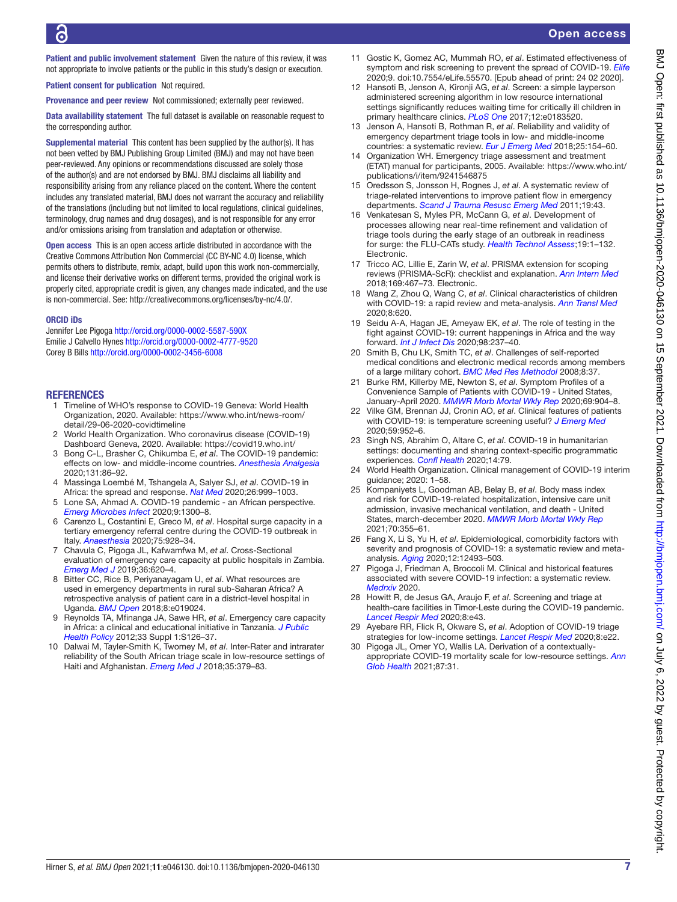**Patient and public involvement statement** Given the nature of this review, it was not appropriate to involve patients or the public in this study's design or execution.

**Patient consent for publication** Not required.

**Provenance and peer review** Not commissioned; externally peer reviewed.

**Data availability statement** The full dataset is available on reasonable request to the corresponding author.

**Supplemental material** This content has been supplied by the author(s). It has not been vetted by BMJ Publishing Group Limited (BMJ) and may not have been peer-reviewed. Any opinions or recommendations discussed are solely those of the author(s) and are not endorsed by BMJ. BMJ disclaims all liability and responsibility arising from any reliance placed on the content. Where the content includes any translated material, BMJ does not warrant the accuracy and reliability of the translations (including but not limited to local regulations, clinical guidelines, terminology, drug names and drug dosages), and is not responsible for any error and/or omissions arising from translation and adaptation or otherwise.

**Open access** This is an open access article distributed in accordance with the Creative Commons Attribution Non Commercial (CC BY-NC 4.0) license, which permits others to distribute, remix, adapt, build upon this work non-commercially, and license their derivative works on different terms, provided the original work is properly cited, appropriate credit is given, any changes made indicated, and the use is non-commercial. See: http://creativecommons.org/licenses/by-nc/4.0/.

### ORCID iDs

Jennifer Lee Pigoga http://orcid.org/0000-0002-5587-590X
Emilie J Calvello Hynes http://orcid.org/0000-0002-4777-9520
Corey B Bills http://orcid.org/0000-0002-3456-6008

## REFERENCES

1. Timeline of WHO's response to COVID-19 Geneva: World Health Organization, 2020. Available: https://www.who.int/news-room/detail/29-06-2020-covidtimeline
2. World Health Organization. Who coronavirus disease (COVID-19) Dashboard Geneva, 2020. Available: https://covid19.who.int/
3. Bong C-L, Brasher C, Chikumba E, *et al*. The COVID-19 pandemic: effects on low- and middle-income countries. *Anesthesia Analgesia* 2020;131:86–92.
4. Massinga Loembé M, Tshangela A, Salyer SJ, *et al*. COVID-19 in Africa: the spread and response. *Nat Med* 2020;26:999–1003.
5. Lone SA, Ahmad A. COVID-19 pandemic - an African perspective. *Emerg Microbes Infect* 2020;9:1300–8.
6. Carenzo L, Costantini E, Greco M, *et al*. Hospital surge capacity in a tertiary emergency referral centre during the COVID-19 outbreak in Italy. *Anaesthesia* 2020;75:928–34.
7. Chavula C, Pigoga JL, Kafwamfwa M, *et al*. Cross-Sectional evaluation of emergency care capacity at public hospitals in Zambia. *Emerg Med J* 2019;36:620–4.
8. Bitter CC, Rice B, Periyanayagam U, *et al*. What resources are used in emergency departments in rural sub-Saharan Africa? A retrospective analysis of patient care in a district-level hospital in Uganda. *BMJ Open* 2018;8:e019024.
9. Reynolds TA, Mfinanga JA, Sawe HR, *et al*. Emergency care capacity in Africa: a clinical and educational initiative in Tanzania. *J Public Health Policy* 2012;33 Suppl 1:S126–37.
10. Dalwai M, Tayler-Smith K, Twomey M, *et al*. Inter-Rater and intrarater reliability of the South African triage scale in low-resource settings of Haiti and Afghanistan. *Emerg Med J* 2018;35:379–83.
11. Gostic K, Gomez AC, Mummah RO, *et al*. Estimated effectiveness of symptom and risk screening to prevent the spread of COVID-19. *Elife* 2020;9. doi:10.7554/eLife.55570. [Epub ahead of print: 24 02 2020].
12. Hansoti B, Jenson A, Kironji AG, *et al*. Screen: a simple layperson administered screening algorithm in low resource international settings significantly reduces waiting time for critically ill children in primary healthcare clinics. *PLoS One* 2017;12:e0183520.
13. Jenson A, Hansoti B, Rothman R, *et al*. Reliability and validity of emergency department triage tools in low- and middle-income countries: a systematic review. *Eur J Emerg Med* 2018;25:154–60.
14. Organization WH. Emergency triage assessment and treatment (ETAT) manual for participants, 2005. Available: https://www.who.int/publications/i/item/9241546875
15. Oredsson S, Jonsson H, Rognes J, *et al*. A systematic review of triage-related interventions to improve patient flow in emergency departments. *Scand J Trauma Resusc Emerg Med* 2011;19:43.
16. Venkatesan S, Myles PR, McCann G, *et al*. Development of processes allowing near real-time refinement and validation of triage tools during the early stage of an outbreak in readiness for surge: the FLU-CATs study. *Health Technol Assess*;19:1–132. Electronic.
17. Tricco AC, Lillie E, Zarin W, *et al*. PRISMA extension for scoping reviews (PRISMA-ScR): checklist and explanation. *Ann Intern Med* 2018;169:467–73. Electronic.
18. Wang Z, Zhou Q, Wang C, *et al*. Clinical characteristics of children with COVID-19: a rapid review and meta-analysis. *Ann Transl Med* 2020;8:620.
19. Seidu A-A, Hagan JE, Ameyaw EK, *et al*. The role of testing in the fight against COVID-19: current happenings in Africa and the way forward. *Int J Infect Dis* 2020;98:237–40.
20. Smith B, Chu LK, Smith TC, *et al*. Challenges of self-reported medical conditions and electronic medical records among members of a large military cohort. *BMC Med Res Methodol* 2008;8:37.
21. Burke RM, Killerby ME, Newton S, *et al*. Symptom Profiles of a Convenience Sample of Patients with COVID-19 - United States, January-April 2020. *MMWR Morb Mortal Wkly Rep* 2020;69:904–8.
22. Vilke GM, Brennan JJ, Cronin AO, *et al*. Clinical features of patients with COVID-19: is temperature screening useful? *J Emerg Med* 2020;59:952–6.
23. Singh NS, Abrahim O, Altare C, *et al*. COVID-19 in humanitarian settings: documenting and sharing context-specific programmatic experiences. *Confl Health* 2020;14:79.
24. World Health Organization. Clinical management of COVID-19 interim guidance; 2020: 1–58.
25. Kompaniyets L, Goodman AB, Belay B, *et al*. Body mass index and risk for COVID-19-related hospitalization, intensive care unit admission, invasive mechanical ventilation, and death - United States, march-december 2020. *MMWR Morb Mortal Wkly Rep* 2021;70:355–61.
26. Fang X, Li S, Yu H, *et al*. Epidemiological, comorbidity factors with severity and prognosis of COVID-19: a systematic review and meta-analysis. *Aging* 2020;12:12493–503.
27. Pigoga J, Friedman A, Broccoli M. Clinical and historical features associated with severe COVID-19 infection: a systematic review. *Medrxiv* 2020.
28. Howitt R, de Jesus GA, Araujo F, *et al*. Screening and triage at health-care facilities in Timor-Leste during the COVID-19 pandemic. *Lancet Respir Med* 2020;8:e43.
29. Ayebare RR, Flick R, Okware S, *et al*. Adoption of COVID-19 triage strategies for low-income settings. *Lancet Respir Med* 2020;8:e22.
30. Pigoga JL, Omer YO, Wallis LA. Derivation of a contextually-appropriate COVID-19 mortality scale for low-resource settings. *Ann Glob Health* 2021;87:31.